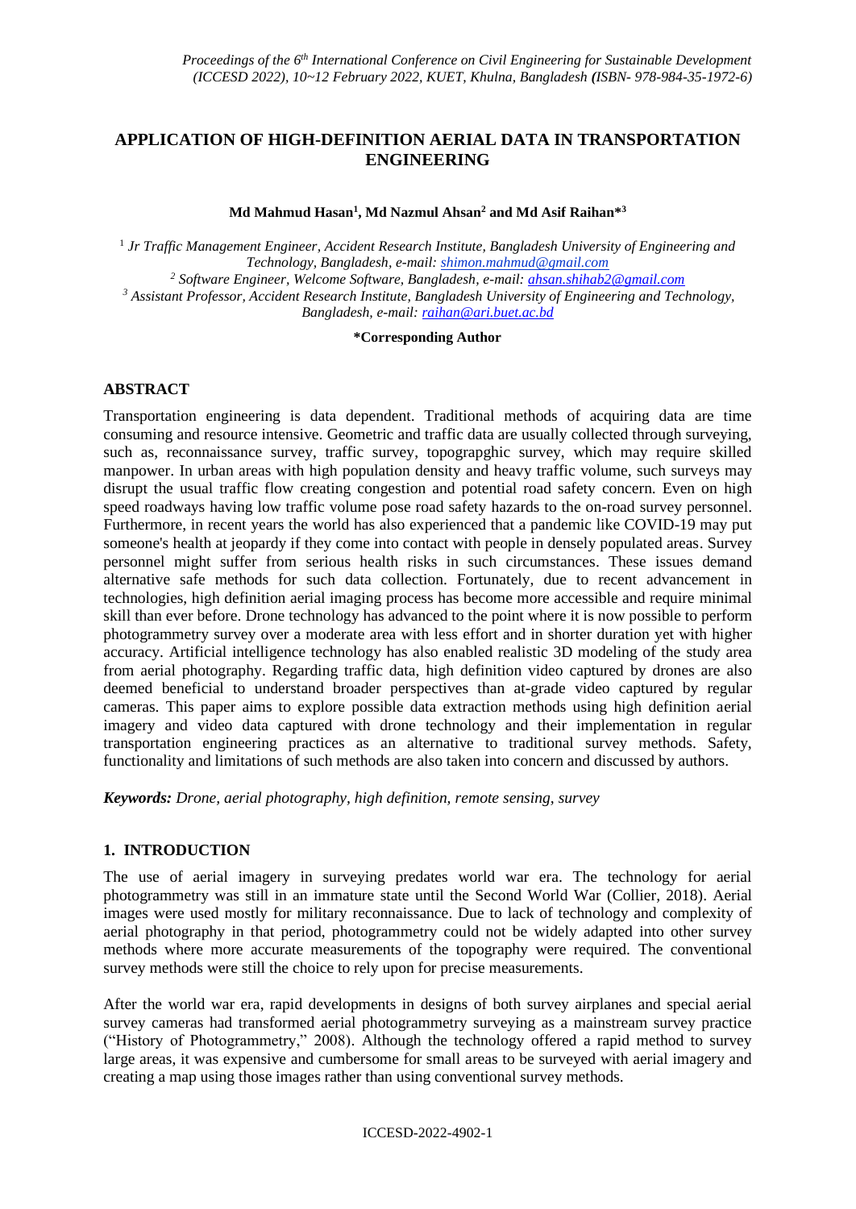# APPLICATION OF HIGH-DEFINITION AERIAL DATA IN TRANSPORTATION ENGINEERING

**Md Mahmud Hasan[1], Md Nazmul Ahsan[2] and Md Asif Raihan*[3]**

[1] *Jr Traffic Management Engineer, Accident Research Institute, Bangladesh University of Engineering and Technology, Bangladesh, e-mail: shimon.mahmud@gmail.com*
[2] *Software Engineer, Welcome Software, Bangladesh, e-mail: ahsan.shihab2@gmail.com*
[3] *Assistant Professor, Accident Research Institute, Bangladesh University of Engineering and Technology, Bangladesh, e-mail: raihan@ari.buet.ac.bd*

**\*Corresponding Author**

## ABSTRACT

Transportation engineering is data dependent. Traditional methods of acquiring data are time consuming and resource intensive. Geometric and traffic data are usually collected through surveying, such as, reconnaissance survey, traffic survey, topograpghic survey, which may require skilled manpower. In urban areas with high population density and heavy traffic volume, such surveys may disrupt the usual traffic flow creating congestion and potential road safety concern. Even on high speed roadways having low traffic volume pose road safety hazards to the on-road survey personnel. Furthermore, in recent years the world has also experienced that a pandemic like COVID-19 may put someone's health at jeopardy if they come into contact with people in densely populated areas. Survey personnel might suffer from serious health risks in such circumstances. These issues demand alternative safe methods for such data collection. Fortunately, due to recent advancement in technologies, high definition aerial imaging process has become more accessible and require minimal skill than ever before. Drone technology has advanced to the point where it is now possible to perform photogrammetry survey over a moderate area with less effort and in shorter duration yet with higher accuracy. Artificial intelligence technology has also enabled realistic 3D modeling of the study area from aerial photography. Regarding traffic data, high definition video captured by drones are also deemed beneficial to understand broader perspectives than at-grade video captured by regular cameras. This paper aims to explore possible data extraction methods using high definition aerial imagery and video data captured with drone technology and their implementation in regular transportation engineering practices as an alternative to traditional survey methods. Safety, functionality and limitations of such methods are also taken into concern and discussed by authors.

***Keywords:*** *Drone, aerial photography, high definition, remote sensing, survey*

## 1. INTRODUCTION

The use of aerial imagery in surveying predates world war era. The technology for aerial photogrammetry was still in an immature state until the Second World War (Collier, 2018). Aerial images were used mostly for military reconnaissance. Due to lack of technology and complexity of aerial photography in that period, photogrammetry could not be widely adapted into other survey methods where more accurate measurements of the topography were required. The conventional survey methods were still the choice to rely upon for precise measurements.

After the world war era, rapid developments in designs of both survey airplanes and special aerial survey cameras had transformed aerial photogrammetry surveying as a mainstream survey practice ("History of Photogrammetry," 2008). Although the technology offered a rapid method to survey large areas, it was expensive and cumbersome for small areas to be surveyed with aerial imagery and creating a map using those images rather than using conventional survey methods.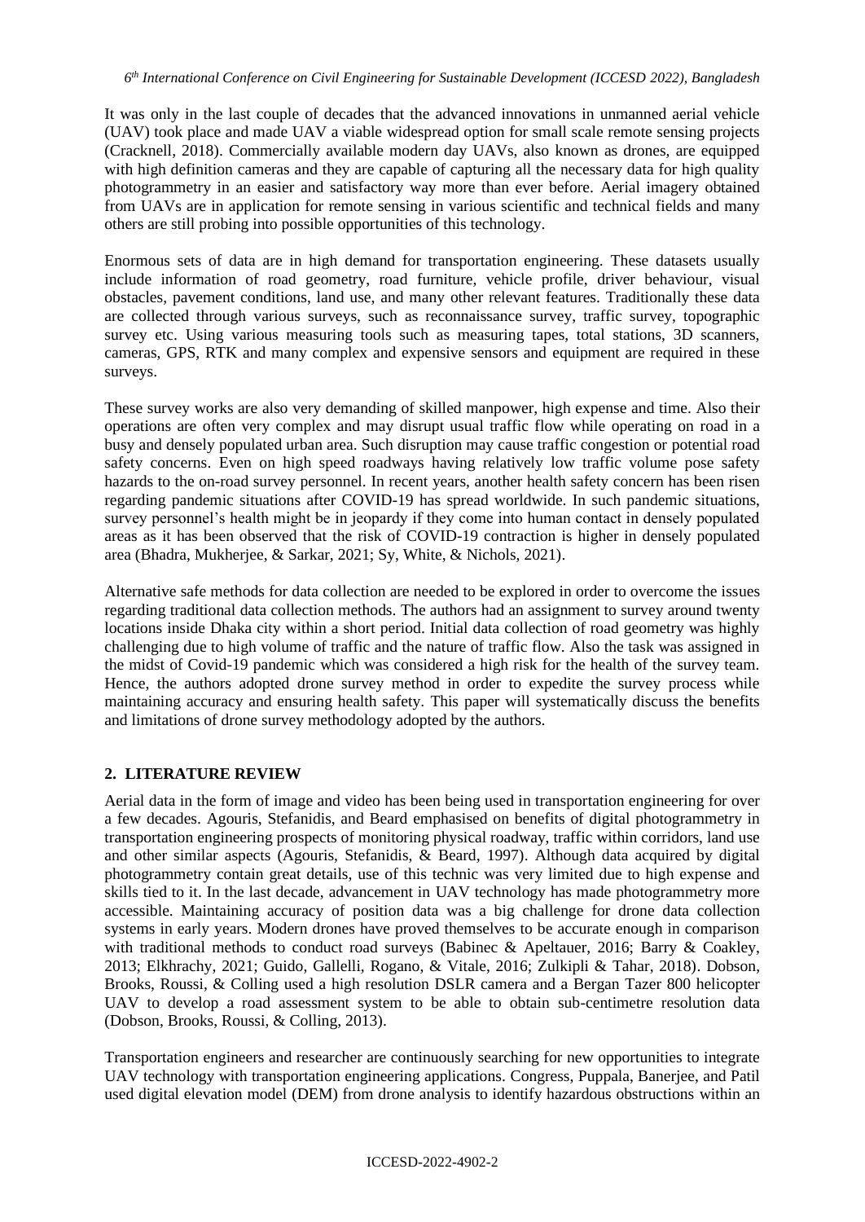It was only in the last couple of decades that the advanced innovations in unmanned aerial vehicle (UAV) took place and made UAV a viable widespread option for small scale remote sensing projects (Cracknell, 2018). Commercially available modern day UAVs, also known as drones, are equipped with high definition cameras and they are capable of capturing all the necessary data for high quality photogrammetry in an easier and satisfactory way more than ever before. Aerial imagery obtained from UAVs are in application for remote sensing in various scientific and technical fields and many others are still probing into possible opportunities of this technology.

Enormous sets of data are in high demand for transportation engineering. These datasets usually include information of road geometry, road furniture, vehicle profile, driver behaviour, visual obstacles, pavement conditions, land use, and many other relevant features. Traditionally these data are collected through various surveys, such as reconnaissance survey, traffic survey, topographic survey etc. Using various measuring tools such as measuring tapes, total stations, 3D scanners, cameras, GPS, RTK and many complex and expensive sensors and equipment are required in these surveys.

These survey works are also very demanding of skilled manpower, high expense and time. Also their operations are often very complex and may disrupt usual traffic flow while operating on road in a busy and densely populated urban area. Such disruption may cause traffic congestion or potential road safety concerns. Even on high speed roadways having relatively low traffic volume pose safety hazards to the on-road survey personnel. In recent years, another health safety concern has been risen regarding pandemic situations after COVID-19 has spread worldwide. In such pandemic situations, survey personnel's health might be in jeopardy if they come into human contact in densely populated areas as it has been observed that the risk of COVID-19 contraction is higher in densely populated area (Bhadra, Mukherjee, & Sarkar, 2021; Sy, White, & Nichols, 2021).

Alternative safe methods for data collection are needed to be explored in order to overcome the issues regarding traditional data collection methods. The authors had an assignment to survey around twenty locations inside Dhaka city within a short period. Initial data collection of road geometry was highly challenging due to high volume of traffic and the nature of traffic flow. Also the task was assigned in the midst of Covid-19 pandemic which was considered a high risk for the health of the survey team. Hence, the authors adopted drone survey method in order to expedite the survey process while maintaining accuracy and ensuring health safety. This paper will systematically discuss the benefits and limitations of drone survey methodology adopted by the authors.

## 2. LITERATURE REVIEW

Aerial data in the form of image and video has been being used in transportation engineering for over a few decades. Agouris, Stefanidis, and Beard emphasised on benefits of digital photogrammetry in transportation engineering prospects of monitoring physical roadway, traffic within corridors, land use and other similar aspects (Agouris, Stefanidis, & Beard, 1997). Although data acquired by digital photogrammetry contain great details, use of this technic was very limited due to high expense and skills tied to it. In the last decade, advancement in UAV technology has made photogrammetry more accessible. Maintaining accuracy of position data was a big challenge for drone data collection systems in early years. Modern drones have proved themselves to be accurate enough in comparison with traditional methods to conduct road surveys (Babinec & Apeltauer, 2016; Barry & Coakley, 2013; Elkhrachy, 2021; Guido, Gallelli, Rogano, & Vitale, 2016; Zulkipli & Tahar, 2018). Dobson, Brooks, Roussi, & Colling used a high resolution DSLR camera and a Bergan Tazer 800 helicopter UAV to develop a road assessment system to be able to obtain sub-centimetre resolution data (Dobson, Brooks, Roussi, & Colling, 2013).

Transportation engineers and researcher are continuously searching for new opportunities to integrate UAV technology with transportation engineering applications. Congress, Puppala, Banerjee, and Patil used digital elevation model (DEM) from drone analysis to identify hazardous obstructions within an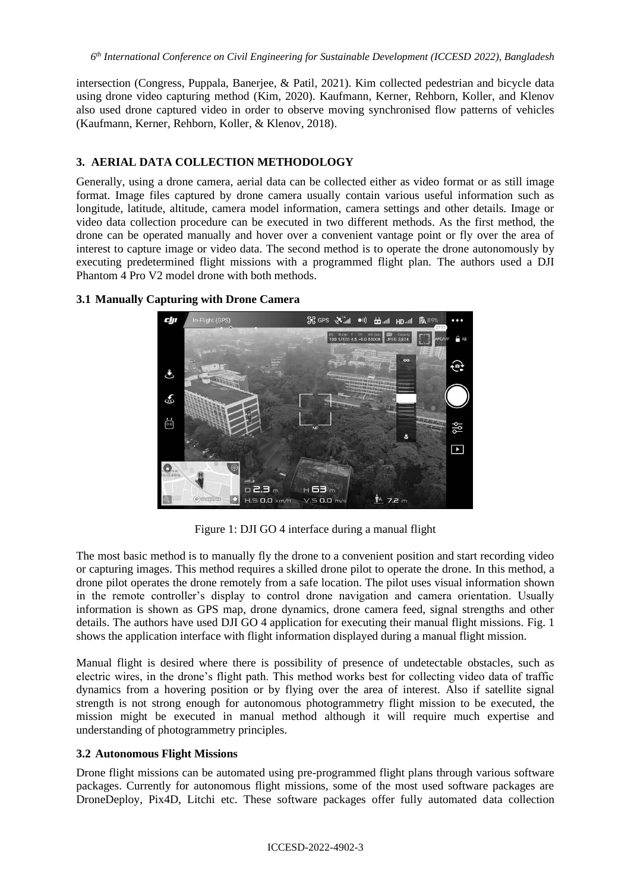intersection (Congress, Puppala, Banerjee, & Patil, 2021). Kim collected pedestrian and bicycle data using drone video capturing method (Kim, 2020). Kaufmann, Kerner, Rehborn, Koller, and Klenov also used drone captured video in order to observe moving synchronised flow patterns of vehicles (Kaufmann, Kerner, Rehborn, Koller, & Klenov, 2018).

## 3. AERIAL DATA COLLECTION METHODOLOGY

Generally, using a drone camera, aerial data can be collected either as video format or as still image format. Image files captured by drone camera usually contain various useful information such as longitude, latitude, altitude, camera model information, camera settings and other details. Image or video data collection procedure can be executed in two different methods. As the first method, the drone can be operated manually and hover over a convenient vantage point or fly over the area of interest to capture image or video data. The second method is to operate the drone autonomously by executing predetermined flight missions with a programmed flight plan. The authors used a DJI Phantom 4 Pro V2 model drone with both methods.

### 3.1 Manually Capturing with Drone Camera

Figure 1: DJI GO 4 interface during a manual flight

The most basic method is to manually fly the drone to a convenient position and start recording video or capturing images. This method requires a skilled drone pilot to operate the drone. In this method, a drone pilot operates the drone remotely from a safe location. The pilot uses visual information shown in the remote controller's display to control drone navigation and camera orientation. Usually information is shown as GPS map, drone dynamics, drone camera feed, signal strengths and other details. The authors have used DJI GO 4 application for executing their manual flight missions. Fig. 1 shows the application interface with flight information displayed during a manual flight mission.

Manual flight is desired where there is possibility of presence of undetectable obstacles, such as electric wires, in the drone's flight path. This method works best for collecting video data of traffic dynamics from a hovering position or by flying over the area of interest. Also if satellite signal strength is not strong enough for autonomous photogrammetry flight mission to be executed, the mission might be executed in manual method although it will require much expertise and understanding of photogrammetry principles.

### 3.2 Autonomous Flight Missions

Drone flight missions can be automated using pre-programmed flight plans through various software packages. Currently for autonomous flight missions, some of the most used software packages are DroneDeploy, Pix4D, Litchi etc. These software packages offer fully automated data collection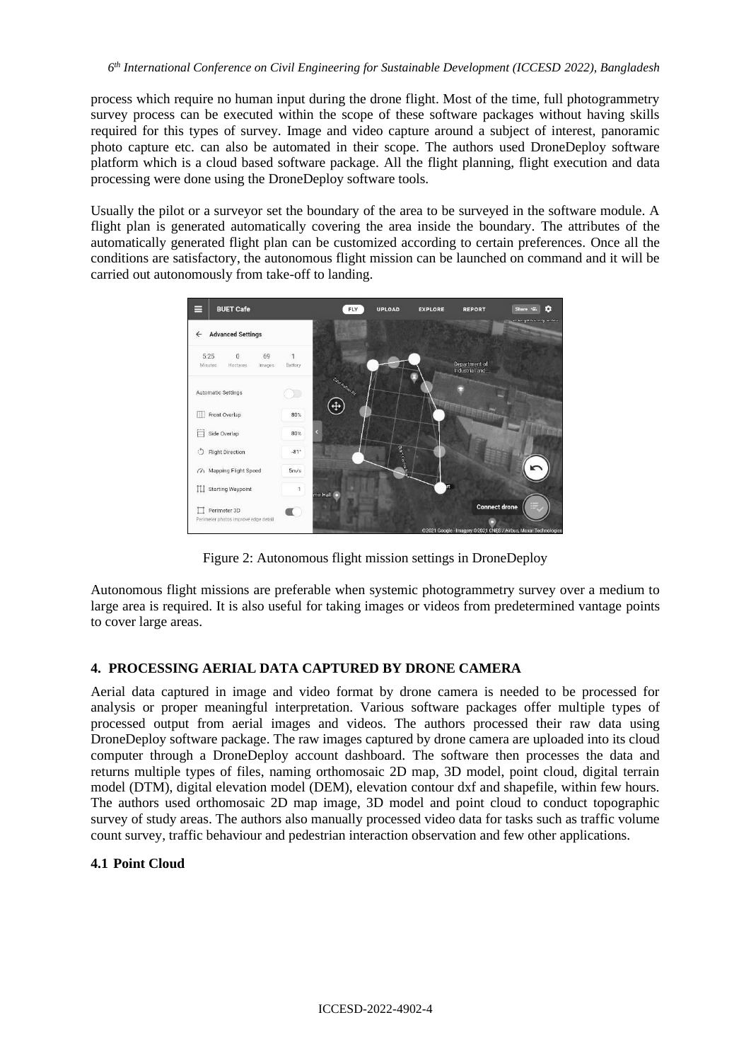process which require no human input during the drone flight. Most of the time, full photogrammetry survey process can be executed within the scope of these software packages without having skills required for this types of survey. Image and video capture around a subject of interest, panoramic photo capture etc. can also be automated in their scope. The authors used DroneDeploy software platform which is a cloud based software package. All the flight planning, flight execution and data processing were done using the DroneDeploy software tools.

Usually the pilot or a surveyor set the boundary of the area to be surveyed in the software module. A flight plan is generated automatically covering the area inside the boundary. The attributes of the automatically generated flight plan can be customized according to certain preferences. Once all the conditions are satisfactory, the autonomous flight mission can be launched on command and it will be carried out autonomously from take-off to landing.

Figure 2: Autonomous flight mission settings in DroneDeploy

Autonomous flight missions are preferable when systemic photogrammetry survey over a medium to large area is required. It is also useful for taking images or videos from predetermined vantage points to cover large areas.

## 4. PROCESSING AERIAL DATA CAPTURED BY DRONE CAMERA

Aerial data captured in image and video format by drone camera is needed to be processed for analysis or proper meaningful interpretation. Various software packages offer multiple types of processed output from aerial images and videos. The authors processed their raw data using DroneDeploy software package. The raw images captured by drone camera are uploaded into its cloud computer through a DroneDeploy account dashboard. The software then processes the data and returns multiple types of files, naming orthomosaic 2D map, 3D model, point cloud, digital terrain model (DTM), digital elevation model (DEM), elevation contour dxf and shapefile, within few hours. The authors used orthomosaic 2D map image, 3D model and point cloud to conduct topographic survey of study areas. The authors also manually processed video data for tasks such as traffic volume count survey, traffic behaviour and pedestrian interaction observation and few other applications.

### 4.1 Point Cloud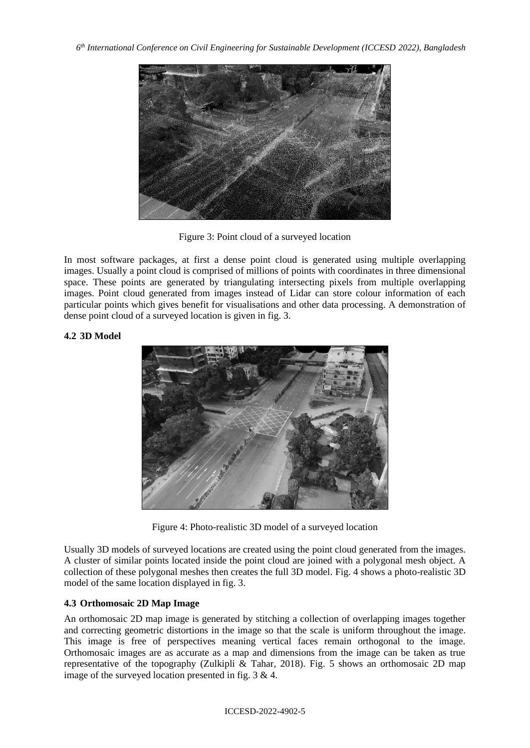Figure 3: Point cloud of a surveyed location

In most software packages, at first a dense point cloud is generated using multiple overlapping images. Usually a point cloud is comprised of millions of points with coordinates in three dimensional space. These points are generated by triangulating intersecting pixels from multiple overlapping images. Point cloud generated from images instead of Lidar can store colour information of each particular points which gives benefit for visualisations and other data processing. A demonstration of dense point cloud of a surveyed location is given in fig. 3.

### 4.2 3D Model

Figure 4: Photo-realistic 3D model of a surveyed location

Usually 3D models of surveyed locations are created using the point cloud generated from the images. A cluster of similar points located inside the point cloud are joined with a polygonal mesh object. A collection of these polygonal meshes then creates the full 3D model. Fig. 4 shows a photo-realistic 3D model of the same location displayed in fig. 3.

### 4.3 Orthomosaic 2D Map Image

An orthomosaic 2D map image is generated by stitching a collection of overlapping images together and correcting geometric distortions in the image so that the scale is uniform throughout the image. This image is free of perspectives meaning vertical faces remain orthogonal to the image. Orthomosaic images are as accurate as a map and dimensions from the image can be taken as true representative of the topography (Zulkipli & Tahar, 2018). Fig. 5 shows an orthomosaic 2D map image of the surveyed location presented in fig. 3 & 4.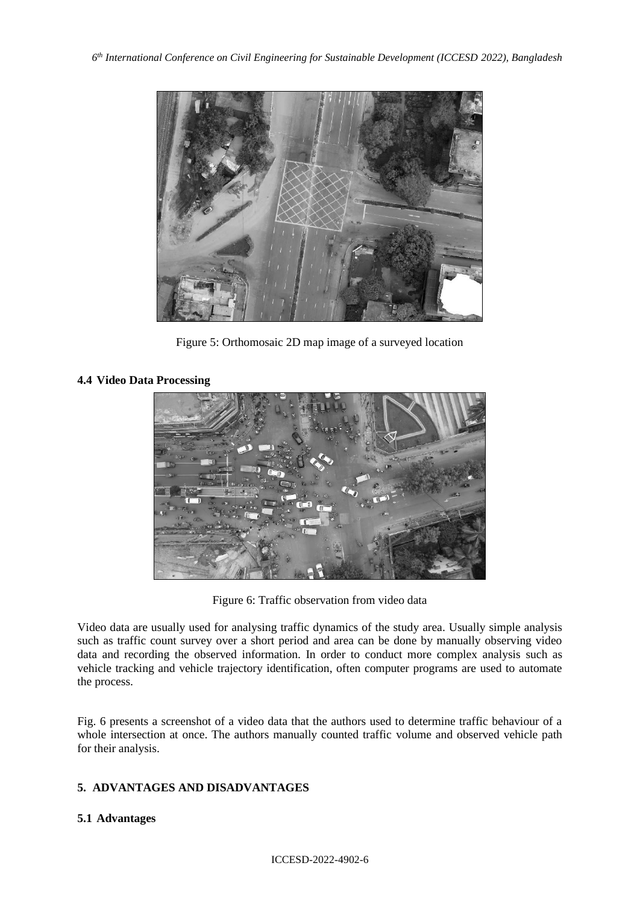Figure 5: Orthomosaic 2D map image of a surveyed location

### 4.4 Video Data Processing

Figure 6: Traffic observation from video data

Video data are usually used for analysing traffic dynamics of the study area. Usually simple analysis such as traffic count survey over a short period and area can be done by manually observing video data and recording the observed information. In order to conduct more complex analysis such as vehicle tracking and vehicle trajectory identification, often computer programs are used to automate the process.

Fig. 6 presents a screenshot of a video data that the authors used to determine traffic behaviour of a whole intersection at once. The authors manually counted traffic volume and observed vehicle path for their analysis.

## 5. ADVANTAGES AND DISADVANTAGES

### 5.1 Advantages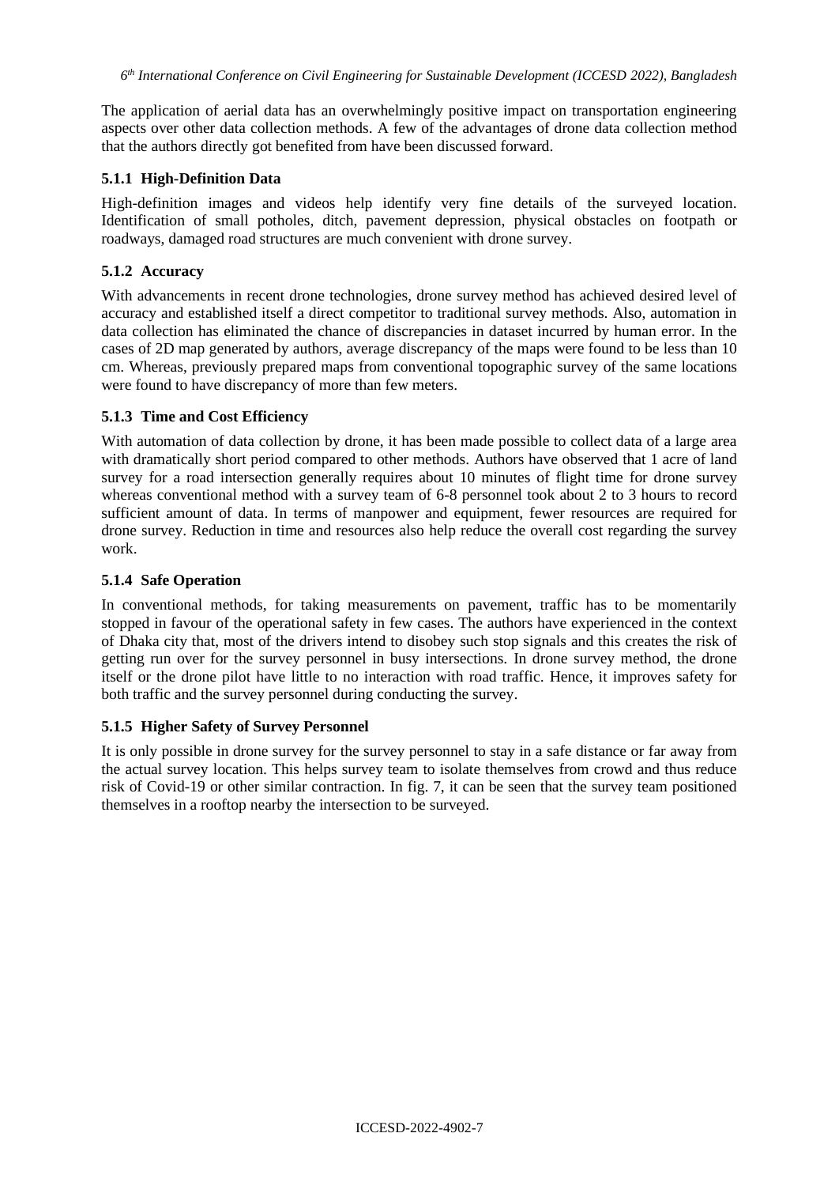The application of aerial data has an overwhelmingly positive impact on transportation engineering aspects over other data collection methods. A few of the advantages of drone data collection method that the authors directly got benefited from have been discussed forward.

### 5.1.1 High-Definition Data

High-definition images and videos help identify very fine details of the surveyed location. Identification of small potholes, ditch, pavement depression, physical obstacles on footpath or roadways, damaged road structures are much convenient with drone survey.

### 5.1.2 Accuracy

With advancements in recent drone technologies, drone survey method has achieved desired level of accuracy and established itself a direct competitor to traditional survey methods. Also, automation in data collection has eliminated the chance of discrepancies in dataset incurred by human error. In the cases of 2D map generated by authors, average discrepancy of the maps were found to be less than 10 cm. Whereas, previously prepared maps from conventional topographic survey of the same locations were found to have discrepancy of more than few meters.

### 5.1.3 Time and Cost Efficiency

With automation of data collection by drone, it has been made possible to collect data of a large area with dramatically short period compared to other methods. Authors have observed that 1 acre of land survey for a road intersection generally requires about 10 minutes of flight time for drone survey whereas conventional method with a survey team of 6-8 personnel took about 2 to 3 hours to record sufficient amount of data. In terms of manpower and equipment, fewer resources are required for drone survey. Reduction in time and resources also help reduce the overall cost regarding the survey work.

### 5.1.4 Safe Operation

In conventional methods, for taking measurements on pavement, traffic has to be momentarily stopped in favour of the operational safety in few cases. The authors have experienced in the context of Dhaka city that, most of the drivers intend to disobey such stop signals and this creates the risk of getting run over for the survey personnel in busy intersections. In drone survey method, the drone itself or the drone pilot have little to no interaction with road traffic. Hence, it improves safety for both traffic and the survey personnel during conducting the survey.

### 5.1.5 Higher Safety of Survey Personnel

It is only possible in drone survey for the survey personnel to stay in a safe distance or far away from the actual survey location. This helps survey team to isolate themselves from crowd and thus reduce risk of Covid-19 or other similar contraction. In fig. 7, it can be seen that the survey team positioned themselves in a rooftop nearby the intersection to be surveyed.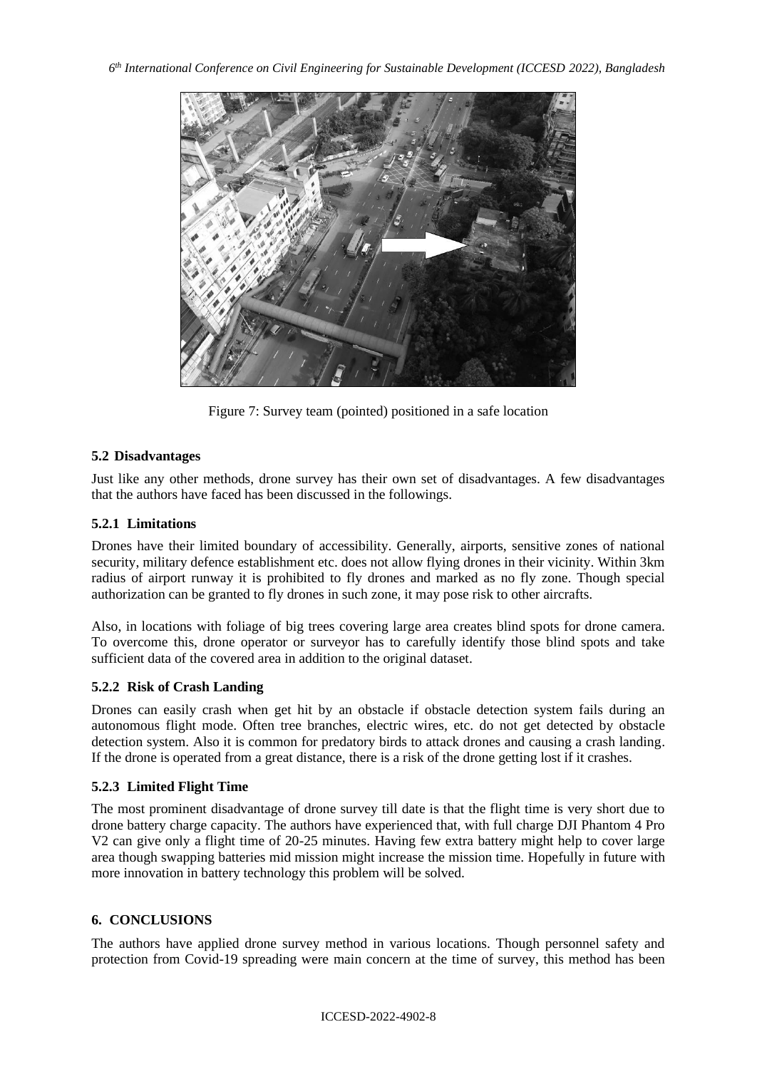Figure 7: Survey team (pointed) positioned in a safe location

### 5.2 Disadvantages

Just like any other methods, drone survey has their own set of disadvantages. A few disadvantages that the authors have faced has been discussed in the followings.

### 5.2.1 Limitations

Drones have their limited boundary of accessibility. Generally, airports, sensitive zones of national security, military defence establishment etc. does not allow flying drones in their vicinity. Within 3km radius of airport runway it is prohibited to fly drones and marked as no fly zone. Though special authorization can be granted to fly drones in such zone, it may pose risk to other aircrafts.

Also, in locations with foliage of big trees covering large area creates blind spots for drone camera. To overcome this, drone operator or surveyor has to carefully identify those blind spots and take sufficient data of the covered area in addition to the original dataset.

### 5.2.2 Risk of Crash Landing

Drones can easily crash when get hit by an obstacle if obstacle detection system fails during an autonomous flight mode. Often tree branches, electric wires, etc. do not get detected by obstacle detection system. Also it is common for predatory birds to attack drones and causing a crash landing. If the drone is operated from a great distance, there is a risk of the drone getting lost if it crashes.

### 5.2.3 Limited Flight Time

The most prominent disadvantage of drone survey till date is that the flight time is very short due to drone battery charge capacity. The authors have experienced that, with full charge DJI Phantom 4 Pro V2 can give only a flight time of 20-25 minutes. Having few extra battery might help to cover large area though swapping batteries mid mission might increase the mission time. Hopefully in future with more innovation in battery technology this problem will be solved.

## 6. CONCLUSIONS

The authors have applied drone survey method in various locations. Though personnel safety and protection from Covid-19 spreading were main concern at the time of survey, this method has been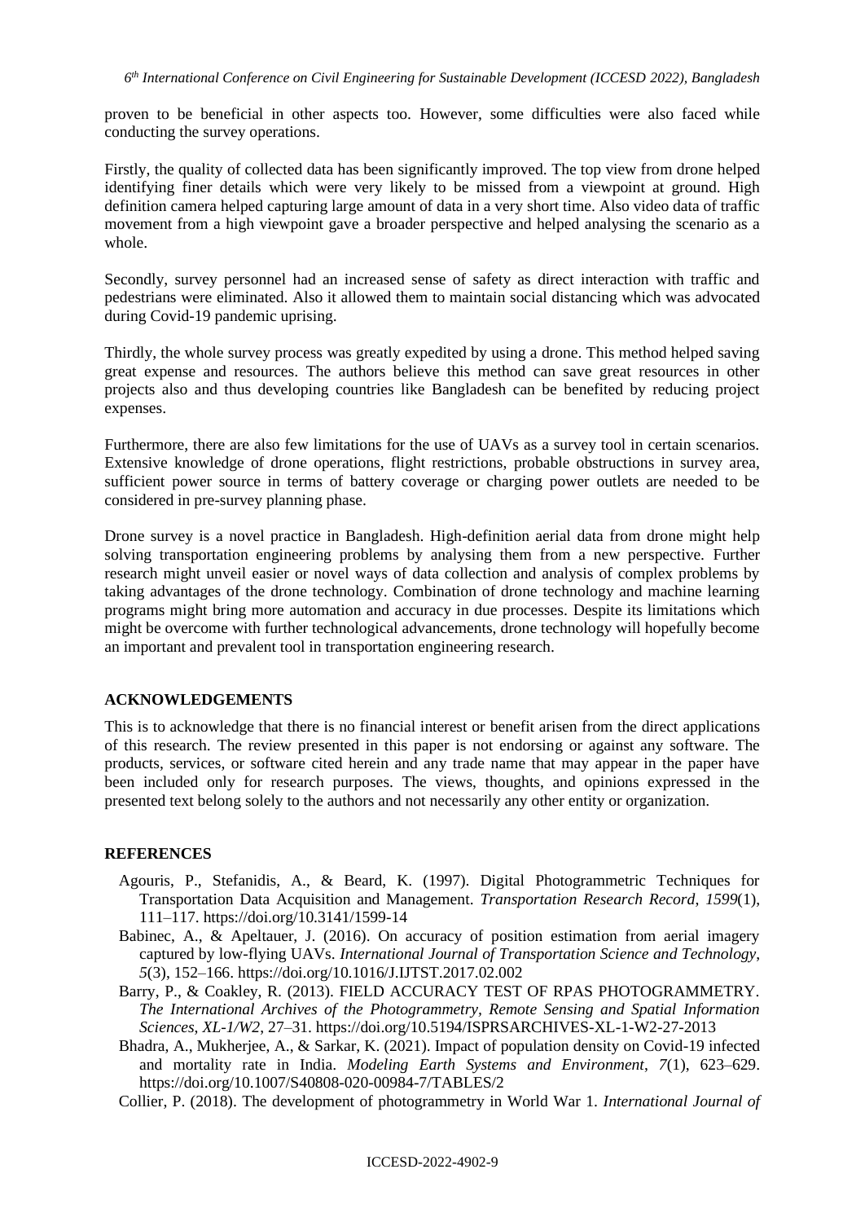proven to be beneficial in other aspects too. However, some difficulties were also faced while conducting the survey operations.

Firstly, the quality of collected data has been significantly improved. The top view from drone helped identifying finer details which were very likely to be missed from a viewpoint at ground. High definition camera helped capturing large amount of data in a very short time. Also video data of traffic movement from a high viewpoint gave a broader perspective and helped analysing the scenario as a whole.

Secondly, survey personnel had an increased sense of safety as direct interaction with traffic and pedestrians were eliminated. Also it allowed them to maintain social distancing which was advocated during Covid-19 pandemic uprising.

Thirdly, the whole survey process was greatly expedited by using a drone. This method helped saving great expense and resources. The authors believe this method can save great resources in other projects also and thus developing countries like Bangladesh can be benefited by reducing project expenses.

Furthermore, there are also few limitations for the use of UAVs as a survey tool in certain scenarios. Extensive knowledge of drone operations, flight restrictions, probable obstructions in survey area, sufficient power source in terms of battery coverage or charging power outlets are needed to be considered in pre-survey planning phase.

Drone survey is a novel practice in Bangladesh. High-definition aerial data from drone might help solving transportation engineering problems by analysing them from a new perspective. Further research might unveil easier or novel ways of data collection and analysis of complex problems by taking advantages of the drone technology. Combination of drone technology and machine learning programs might bring more automation and accuracy in due processes. Despite its limitations which might be overcome with further technological advancements, drone technology will hopefully become an important and prevalent tool in transportation engineering research.

## ACKNOWLEDGEMENTS

This is to acknowledge that there is no financial interest or benefit arisen from the direct applications of this research. The review presented in this paper is not endorsing or against any software. The products, services, or software cited herein and any trade name that may appear in the paper have been included only for research purposes. The views, thoughts, and opinions expressed in the presented text belong solely to the authors and not necessarily any other entity or organization.

## REFERENCES

Agouris, P., Stefanidis, A., & Beard, K. (1997). Digital Photogrammetric Techniques for Transportation Data Acquisition and Management. *Transportation Research Record, 1599*(1), 111–117. https://doi.org/10.3141/1599-14

Babinec, A., & Apeltauer, J. (2016). On accuracy of position estimation from aerial imagery captured by low-flying UAVs. *International Journal of Transportation Science and Technology*, *5*(3), 152–166. https://doi.org/10.1016/J.IJTST.2017.02.002

Barry, P., & Coakley, R. (2013). FIELD ACCURACY TEST OF RPAS PHOTOGRAMMETRY. *The International Archives of the Photogrammetry, Remote Sensing and Spatial Information Sciences*, *XL-1/W2*, 27–31. https://doi.org/10.5194/ISPRSARCHIVES-XL-1-W2-27-2013

Bhadra, A., Mukherjee, A., & Sarkar, K. (2021). Impact of population density on Covid-19 infected and mortality rate in India. *Modeling Earth Systems and Environment*, *7*(1), 623–629. https://doi.org/10.1007/S40808-020-00984-7/TABLES/2

Collier, P. (2018). The development of photogrammetry in World War 1. *International Journal of*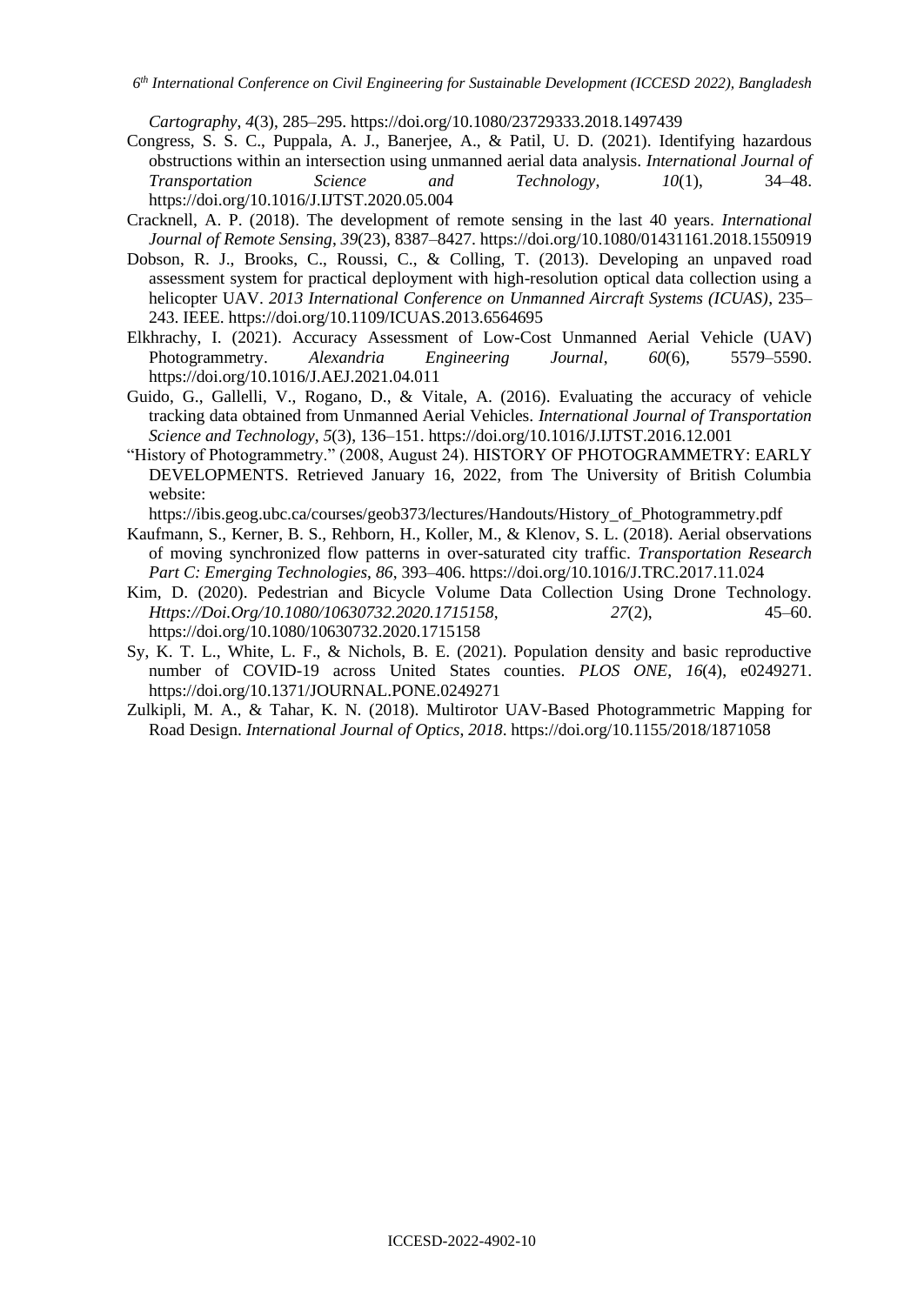*Cartography*, *4*(3), 285–295. https://doi.org/10.1080/23729333.2018.1497439

Congress, S. S. C., Puppala, A. J., Banerjee, A., & Patil, U. D. (2021). Identifying hazardous obstructions within an intersection using unmanned aerial data analysis. *International Journal of Transportation Science and Technology*, *10*(1), 34–48. https://doi.org/10.1016/J.IJTST.2020.05.004

Cracknell, A. P. (2018). The development of remote sensing in the last 40 years. *International Journal of Remote Sensing*, *39*(23), 8387–8427. https://doi.org/10.1080/01431161.2018.1550919

Dobson, R. J., Brooks, C., Roussi, C., & Colling, T. (2013). Developing an unpaved road assessment system for practical deployment with high-resolution optical data collection using a helicopter UAV. *2013 International Conference on Unmanned Aircraft Systems (ICUAS)*, 235–243. IEEE. https://doi.org/10.1109/ICUAS.2013.6564695

Elkhrachy, I. (2021). Accuracy Assessment of Low-Cost Unmanned Aerial Vehicle (UAV) Photogrammetry. *Alexandria Engineering Journal*, *60*(6), 5579–5590. https://doi.org/10.1016/J.AEJ.2021.04.011

Guido, G., Gallelli, V., Rogano, D., & Vitale, A. (2016). Evaluating the accuracy of vehicle tracking data obtained from Unmanned Aerial Vehicles. *International Journal of Transportation Science and Technology*, *5*(3), 136–151. https://doi.org/10.1016/J.IJTST.2016.12.001

"History of Photogrammetry." (2008, August 24). HISTORY OF PHOTOGRAMMETRY: EARLY DEVELOPMENTS. Retrieved January 16, 2022, from The University of British Columbia website: https://ibis.geog.ubc.ca/courses/geob373/lectures/Handouts/History_of_Photogrammetry.pdf

Kaufmann, S., Kerner, B. S., Rehborn, H., Koller, M., & Klenov, S. L. (2018). Aerial observations of moving synchronized flow patterns in over-saturated city traffic. *Transportation Research Part C: Emerging Technologies*, *86*, 393–406. https://doi.org/10.1016/J.TRC.2017.11.024

Kim, D. (2020). Pedestrian and Bicycle Volume Data Collection Using Drone Technology. *Https://Doi.Org/10.1080/10630732.2020.1715158*, *27*(2), 45–60. https://doi.org/10.1080/10630732.2020.1715158

Sy, K. T. L., White, L. F., & Nichols, B. E. (2021). Population density and basic reproductive number of COVID-19 across United States counties. *PLOS ONE*, *16*(4), e0249271. https://doi.org/10.1371/JOURNAL.PONE.0249271

Zulkipli, M. A., & Tahar, K. N. (2018). Multirotor UAV-Based Photogrammetric Mapping for Road Design. *International Journal of Optics*, *2018*. https://doi.org/10.1155/2018/1871058